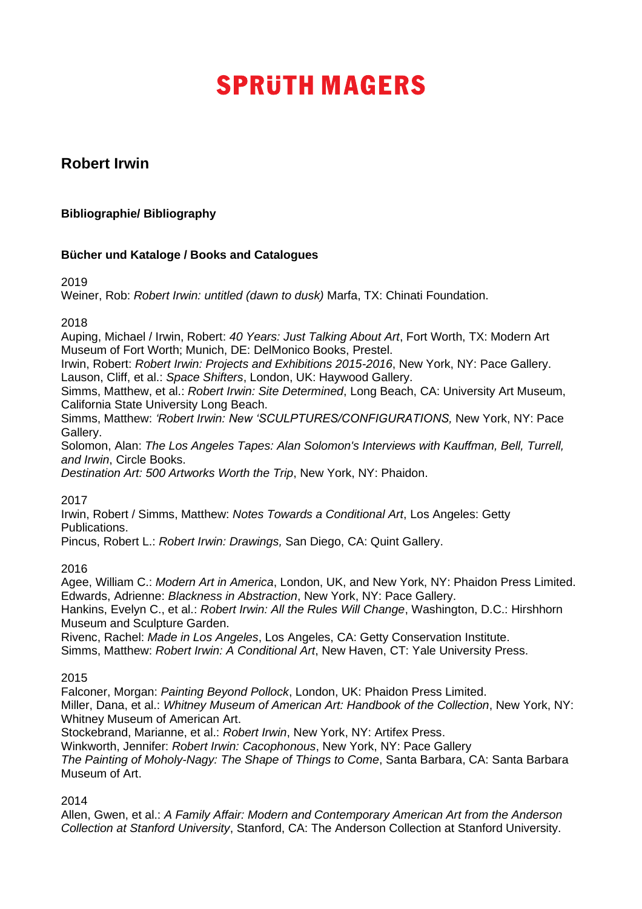# SPRÜTH MAGERS

## Robert Irwin

### Bibliographie/ Bibliography

### Bücher und Kataloge / Books and Catalogues

2019
Weiner, Rob: *Robert Irwin: untitled (dawn to dusk)* Marfa, TX: Chinati Foundation.

2018
Auping, Michael / Irwin, Robert: *40 Years: Just Talking About Art*, Fort Worth, TX: Modern Art Museum of Fort Worth; Munich, DE: DelMonico Books, Prestel.
Irwin, Robert: *Robert Irwin: Projects and Exhibitions 2015-2016*, New York, NY: Pace Gallery.
Lauson, Cliff, et al.: *Space Shifters*, London, UK: Haywood Gallery.
Simms, Matthew, et al.: *Robert Irwin: Site Determined*, Long Beach, CA: University Art Museum, California State University Long Beach.
Simms, Matthew: *'Robert Irwin: New 'SCULPTURES/CONFIGURATIONS,* New York, NY: Pace Gallery.
Solomon, Alan: *The Los Angeles Tapes: Alan Solomon's Interviews with Kauffman, Bell, Turrell, and Irwin*, Circle Books.
*Destination Art: 500 Artworks Worth the Trip*, New York, NY: Phaidon.

2017
Irwin, Robert / Simms, Matthew: *Notes Towards a Conditional Art*, Los Angeles: Getty Publications.
Pincus, Robert L.: *Robert Irwin: Drawings,* San Diego, CA: Quint Gallery.

2016
Agee, William C.: *Modern Art in America*, London, UK, and New York, NY: Phaidon Press Limited.
Edwards, Adrienne: *Blackness in Abstraction*, New York, NY: Pace Gallery.
Hankins, Evelyn C., et al.: *Robert Irwin: All the Rules Will Change*, Washington, D.C.: Hirshhorn Museum and Sculpture Garden.
Rivenc, Rachel: *Made in Los Angeles*, Los Angeles, CA: Getty Conservation Institute.
Simms, Matthew: *Robert Irwin: A Conditional Art*, New Haven, CT: Yale University Press.

2015
Falconer, Morgan: *Painting Beyond Pollock*, London, UK: Phaidon Press Limited.
Miller, Dana, et al.: *Whitney Museum of American Art: Handbook of the Collection*, New York, NY: Whitney Museum of American Art.
Stockebrand, Marianne, et al.: *Robert Irwin*, New York, NY: Artifex Press.
Winkworth, Jennifer: *Robert Irwin: Cacophonous*, New York, NY: Pace Gallery
*The Painting of Moholy-Nagy: The Shape of Things to Come*, Santa Barbara, CA: Santa Barbara Museum of Art.

2014
Allen, Gwen, et al.: *A Family Affair: Modern and Contemporary American Art from the Anderson Collection at Stanford University*, Stanford, CA: The Anderson Collection at Stanford University.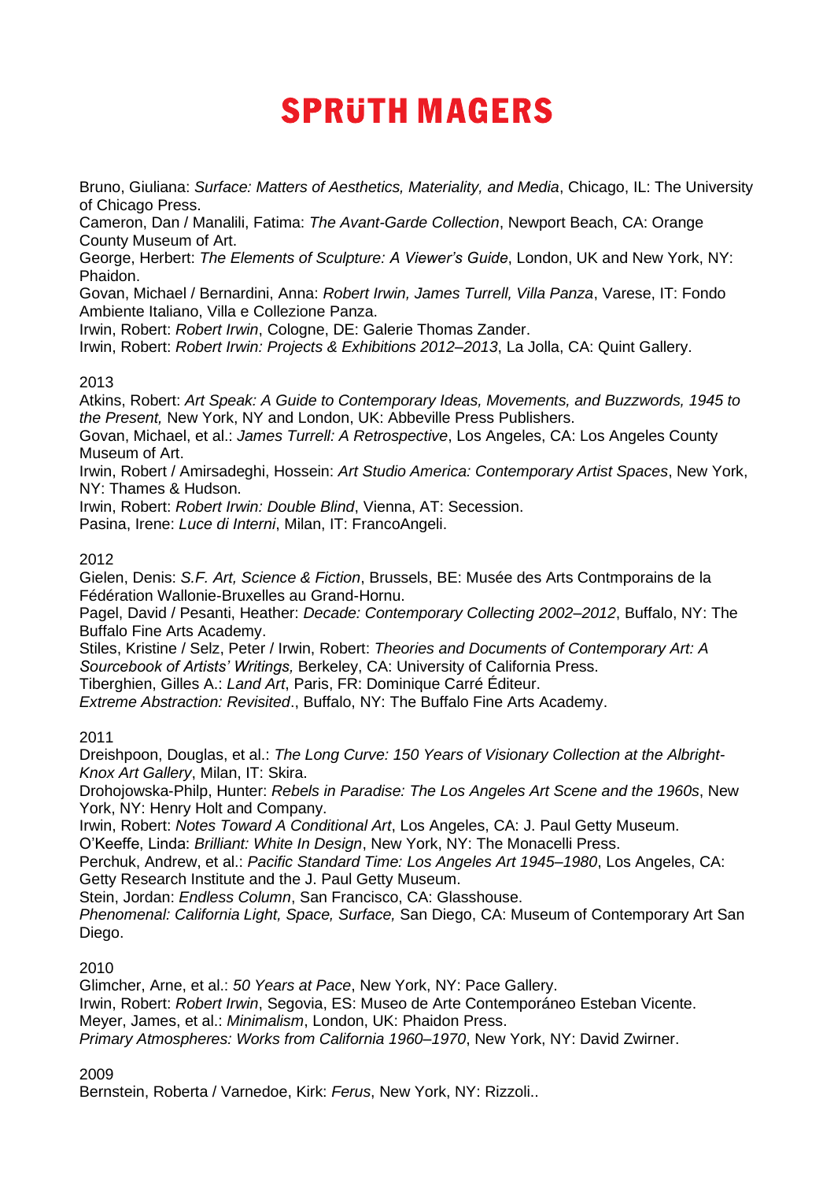Bruno, Giuliana: *Surface: Matters of Aesthetics, Materiality, and Media*, Chicago, IL: The University of Chicago Press.
Cameron, Dan / Manalili, Fatima: *The Avant-Garde Collection*, Newport Beach, CA: Orange County Museum of Art.
George, Herbert: *The Elements of Sculpture: A Viewer's Guide*, London, UK and New York, NY: Phaidon.
Govan, Michael / Bernardini, Anna: *Robert Irwin, James Turrell, Villa Panza*, Varese, IT: Fondo Ambiente Italiano, Villa e Collezione Panza.
Irwin, Robert: *Robert Irwin*, Cologne, DE: Galerie Thomas Zander.
Irwin, Robert: *Robert Irwin: Projects & Exhibitions 2012–2013*, La Jolla, CA: Quint Gallery.

2013
Atkins, Robert: *Art Speak: A Guide to Contemporary Ideas, Movements, and Buzzwords, 1945 to the Present,* New York, NY and London, UK: Abbeville Press Publishers.
Govan, Michael, et al.: *James Turrell: A Retrospective*, Los Angeles, CA: Los Angeles County Museum of Art.
Irwin, Robert / Amirsadeghi, Hossein: *Art Studio America: Contemporary Artist Spaces*, New York, NY: Thames & Hudson.
Irwin, Robert: *Robert Irwin: Double Blind*, Vienna, AT: Secession.
Pasina, Irene: *Luce di Interni*, Milan, IT: FrancoAngeli.

2012
Gielen, Denis: *S.F. Art, Science & Fiction*, Brussels, BE: Musée des Arts Contmporains de la Fédération Wallonie-Bruxelles au Grand-Hornu.
Pagel, David / Pesanti, Heather: *Decade: Contemporary Collecting 2002–2012*, Buffalo, NY: The Buffalo Fine Arts Academy.
Stiles, Kristine / Selz, Peter / Irwin, Robert: *Theories and Documents of Contemporary Art: A Sourcebook of Artists' Writings,* Berkeley, CA: University of California Press.
Tiberghien, Gilles A.: *Land Art*, Paris, FR: Dominique Carré Éditeur.
*Extreme Abstraction: Revisited*., Buffalo, NY: The Buffalo Fine Arts Academy.

2011
Dreishpoon, Douglas, et al.: *The Long Curve: 150 Years of Visionary Collection at the Albright-Knox Art Gallery*, Milan, IT: Skira.
Drohojowska-Philp, Hunter: *Rebels in Paradise: The Los Angeles Art Scene and the 1960s*, New York, NY: Henry Holt and Company.
Irwin, Robert: *Notes Toward A Conditional Art*, Los Angeles, CA: J. Paul Getty Museum.
O'Keeffe, Linda: *Brilliant: White In Design*, New York, NY: The Monacelli Press.
Perchuk, Andrew, et al.: *Pacific Standard Time: Los Angeles Art 1945–1980*, Los Angeles, CA: Getty Research Institute and the J. Paul Getty Museum.
Stein, Jordan: *Endless Column*, San Francisco, CA: Glasshouse.
*Phenomenal: California Light, Space, Surface,* San Diego, CA: Museum of Contemporary Art San Diego.

2010
Glimcher, Arne, et al.: *50 Years at Pace*, New York, NY: Pace Gallery.
Irwin, Robert: *Robert Irwin*, Segovia, ES: Museo de Arte Contemporáneo Esteban Vicente.
Meyer, James, et al.: *Minimalism*, London, UK: Phaidon Press.
*Primary Atmospheres: Works from California 1960–1970*, New York, NY: David Zwirner.

2009
Bernstein, Roberta / Varnedoe, Kirk: *Ferus*, New York, NY: Rizzoli..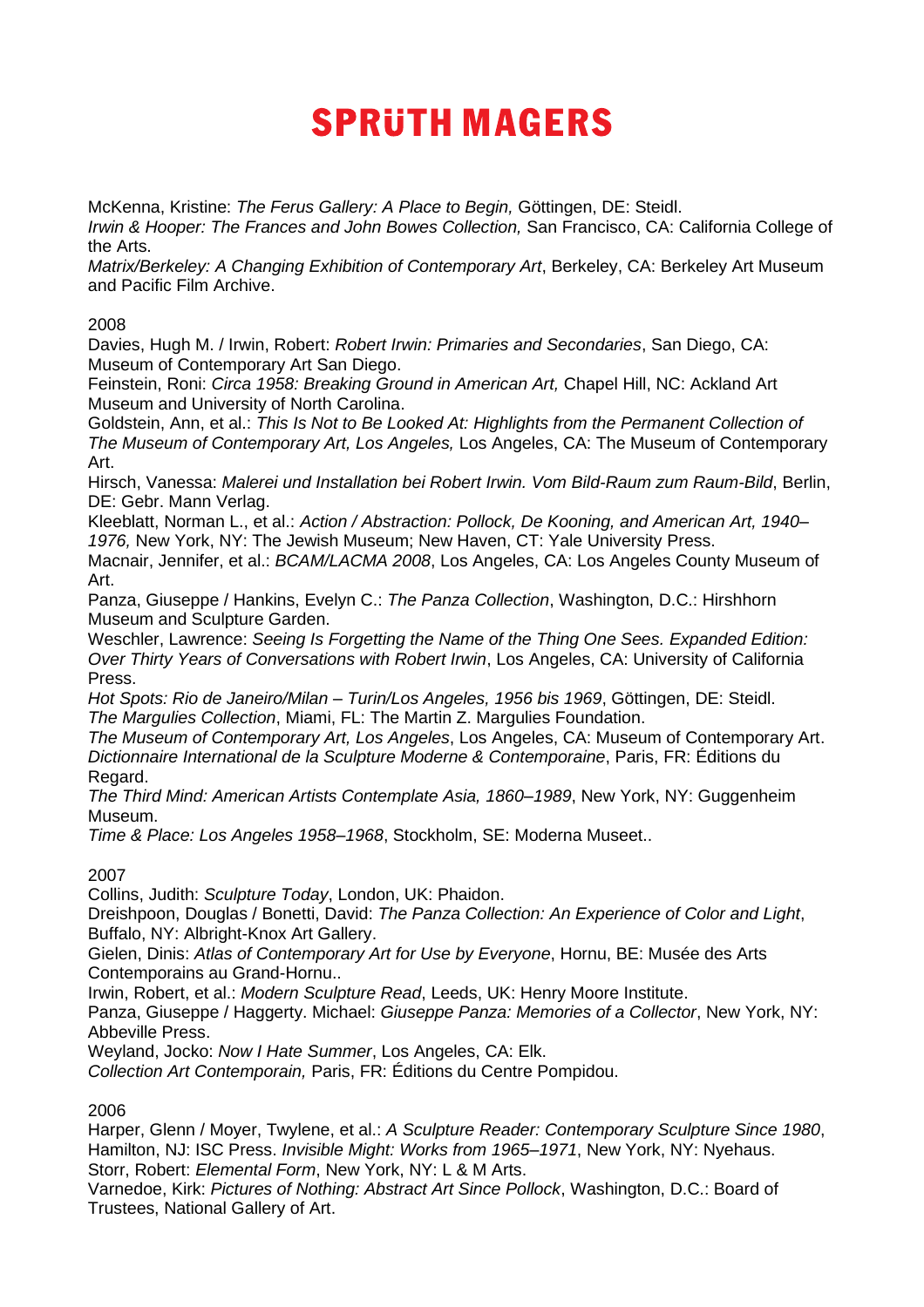McKenna, Kristine: *The Ferus Gallery: A Place to Begin,* Göttingen, DE: Steidl.
*Irwin & Hooper: The Frances and John Bowes Collection,* San Francisco, CA: California College of the Arts.
*Matrix/Berkeley: A Changing Exhibition of Contemporary Art*, Berkeley, CA: Berkeley Art Museum and Pacific Film Archive.

2008
Davies, Hugh M. / Irwin, Robert: *Robert Irwin: Primaries and Secondaries*, San Diego, CA: Museum of Contemporary Art San Diego.
Feinstein, Roni: *Circa 1958: Breaking Ground in American Art,* Chapel Hill, NC: Ackland Art Museum and University of North Carolina.
Goldstein, Ann, et al.: *This Is Not to Be Looked At: Highlights from the Permanent Collection of The Museum of Contemporary Art, Los Angeles,* Los Angeles, CA: The Museum of Contemporary Art.
Hirsch, Vanessa: *Malerei und Installation bei Robert Irwin. Vom Bild-Raum zum Raum-Bild*, Berlin, DE: Gebr. Mann Verlag.
Kleeblatt, Norman L., et al.: *Action / Abstraction: Pollock, De Kooning, and American Art, 1940–1976,* New York, NY: The Jewish Museum; New Haven, CT: Yale University Press.
Macnair, Jennifer, et al.: *BCAM/LACMA 2008*, Los Angeles, CA: Los Angeles County Museum of Art.
Panza, Giuseppe / Hankins, Evelyn C.: *The Panza Collection*, Washington, D.C.: Hirshhorn Museum and Sculpture Garden.
Weschler, Lawrence: *Seeing Is Forgetting the Name of the Thing One Sees. Expanded Edition: Over Thirty Years of Conversations with Robert Irwin*, Los Angeles, CA: University of California Press.
*Hot Spots: Rio de Janeiro/Milan – Turin/Los Angeles, 1956 bis 1969*, Göttingen, DE: Steidl.
*The Margulies Collection*, Miami, FL: The Martin Z. Margulies Foundation.
*The Museum of Contemporary Art, Los Angeles*, Los Angeles, CA: Museum of Contemporary Art.
*Dictionnaire International de la Sculpture Moderne & Contemporaine*, Paris, FR: Éditions du Regard.
*The Third Mind: American Artists Contemplate Asia, 1860–1989*, New York, NY: Guggenheim Museum.
*Time & Place: Los Angeles 1958–1968*, Stockholm, SE: Moderna Museet..

2007
Collins, Judith: *Sculpture Today*, London, UK: Phaidon.
Dreishpoon, Douglas / Bonetti, David: *The Panza Collection: An Experience of Color and Light*, Buffalo, NY: Albright-Knox Art Gallery.
Gielen, Dinis: *Atlas of Contemporary Art for Use by Everyone*, Hornu, BE: Musée des Arts Contemporains au Grand-Hornu..
Irwin, Robert, et al.: *Modern Sculpture Read*, Leeds, UK: Henry Moore Institute.
Panza, Giuseppe / Haggerty. Michael: *Giuseppe Panza: Memories of a Collector*, New York, NY: Abbeville Press.
Weyland, Jocko: *Now I Hate Summer*, Los Angeles, CA: Elk.
*Collection Art Contemporain,* Paris, FR: Éditions du Centre Pompidou.

2006
Harper, Glenn / Moyer, Twylene, et al.: *A Sculpture Reader: Contemporary Sculpture Since 1980*, Hamilton, NJ: ISC Press. *Invisible Might: Works from 1965–1971*, New York, NY: Nyehaus.
Storr, Robert: *Elemental Form*, New York, NY: L & M Arts.
Varnedoe, Kirk: *Pictures of Nothing: Abstract Art Since Pollock*, Washington, D.C.: Board of Trustees, National Gallery of Art.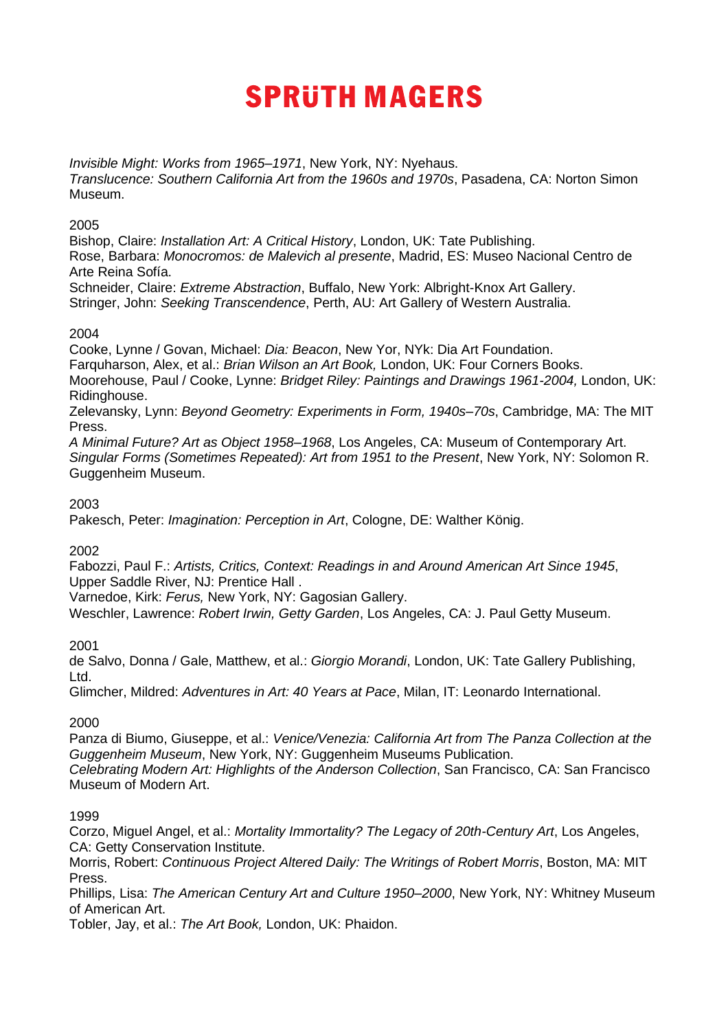*Invisible Might: Works from 1965–1971*, New York, NY: Nyehaus.
*Translucence: Southern California Art from the 1960s and 1970s*, Pasadena, CA: Norton Simon Museum.

2005
Bishop, Claire: *Installation Art: A Critical History*, London, UK: Tate Publishing.
Rose, Barbara: *Monocromos: de Malevich al presente*, Madrid, ES: Museo Nacional Centro de Arte Reina Sofía.
Schneider, Claire: *Extreme Abstraction*, Buffalo, New York: Albright-Knox Art Gallery.
Stringer, John: *Seeking Transcendence*, Perth, AU: Art Gallery of Western Australia.

2004
Cooke, Lynne / Govan, Michael: *Dia: Beacon*, New Yor, NYk: Dia Art Foundation.
Farquharson, Alex, et al.: *Brian Wilson an Art Book,* London, UK: Four Corners Books.
Moorehouse, Paul / Cooke, Lynne: *Bridget Riley: Paintings and Drawings 1961-2004,* London, UK: Ridinghouse.
Zelevansky, Lynn: *Beyond Geometry: Experiments in Form, 1940s–70s*, Cambridge, MA: The MIT Press.
*A Minimal Future? Art as Object 1958–1968*, Los Angeles, CA: Museum of Contemporary Art.
*Singular Forms (Sometimes Repeated): Art from 1951 to the Present*, New York, NY: Solomon R. Guggenheim Museum.

2003
Pakesch, Peter: *Imagination: Perception in Art*, Cologne, DE: Walther König.

2002
Fabozzi, Paul F.: *Artists, Critics, Context: Readings in and Around American Art Since 1945*, Upper Saddle River, NJ: Prentice Hall .
Varnedoe, Kirk: *Ferus,* New York, NY: Gagosian Gallery.
Weschler, Lawrence: *Robert Irwin, Getty Garden*, Los Angeles, CA: J. Paul Getty Museum.

2001
de Salvo, Donna / Gale, Matthew, et al.: *Giorgio Morandi*, London, UK: Tate Gallery Publishing, Ltd.
Glimcher, Mildred: *Adventures in Art: 40 Years at Pace*, Milan, IT: Leonardo International.

2000
Panza di Biumo, Giuseppe, et al.: *Venice/Venezia: California Art from The Panza Collection at the Guggenheim Museum*, New York, NY: Guggenheim Museums Publication.
*Celebrating Modern Art: Highlights of the Anderson Collection*, San Francisco, CA: San Francisco Museum of Modern Art.

1999
Corzo, Miguel Angel, et al.: *Mortality Immortality? The Legacy of 20th-Century Art*, Los Angeles, CA: Getty Conservation Institute.
Morris, Robert: *Continuous Project Altered Daily: The Writings of Robert Morris*, Boston, MA: MIT Press.
Phillips, Lisa: *The American Century Art and Culture 1950–2000*, New York, NY: Whitney Museum of American Art.
Tobler, Jay, et al.: *The Art Book,* London, UK: Phaidon.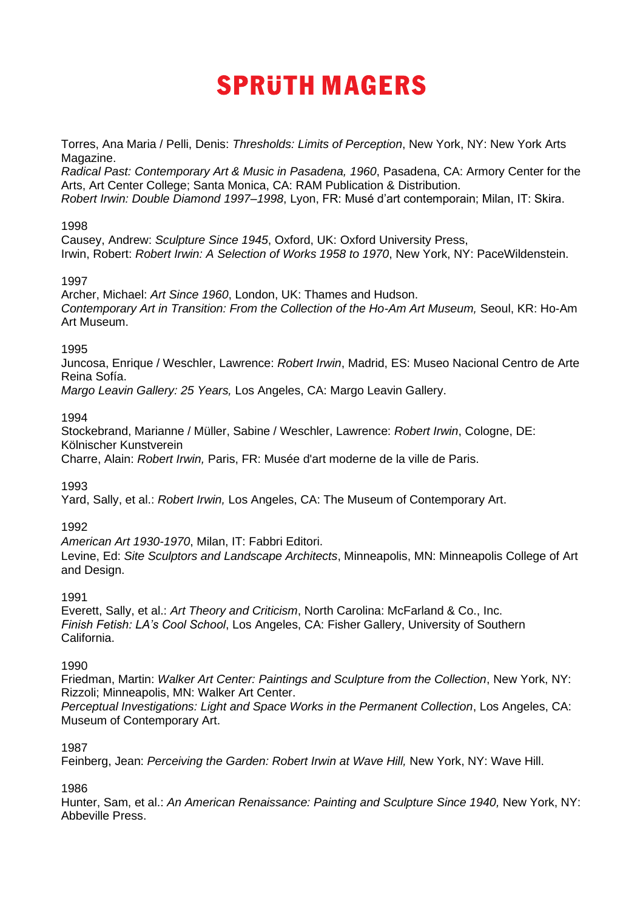Torres, Ana Maria / Pelli, Denis: *Thresholds: Limits of Perception*, New York, NY: New York Arts Magazine.
*Radical Past: Contemporary Art & Music in Pasadena, 1960*, Pasadena, CA: Armory Center for the Arts, Art Center College; Santa Monica, CA: RAM Publication & Distribution.
*Robert Irwin: Double Diamond 1997–1998*, Lyon, FR: Musé d'art contemporain; Milan, IT: Skira.

1998
Causey, Andrew: *Sculpture Since 1945*, Oxford, UK: Oxford University Press,
Irwin, Robert: *Robert Irwin: A Selection of Works 1958 to 1970*, New York, NY: PaceWildenstein.

1997
Archer, Michael: *Art Since 1960*, London, UK: Thames and Hudson.
*Contemporary Art in Transition: From the Collection of the Ho-Am Art Museum,* Seoul, KR: Ho-Am Art Museum.

1995
Juncosa, Enrique / Weschler, Lawrence: *Robert Irwin*, Madrid, ES: Museo Nacional Centro de Arte Reina Sofía.
*Margo Leavin Gallery: 25 Years,* Los Angeles, CA: Margo Leavin Gallery.

1994
Stockebrand, Marianne / Müller, Sabine / Weschler, Lawrence: *Robert Irwin*, Cologne, DE: Kölnischer Kunstverein
Charre, Alain: *Robert Irwin,* Paris, FR: Musée d'art moderne de la ville de Paris.

1993
Yard, Sally, et al.: *Robert Irwin,* Los Angeles, CA: The Museum of Contemporary Art.

1992
*American Art 1930-1970*, Milan, IT: Fabbri Editori.
Levine, Ed: *Site Sculptors and Landscape Architects*, Minneapolis, MN: Minneapolis College of Art and Design.

1991
Everett, Sally, et al.: *Art Theory and Criticism*, North Carolina: McFarland & Co., Inc.
*Finish Fetish: LA's Cool School*, Los Angeles, CA: Fisher Gallery, University of Southern California.

1990
Friedman, Martin: *Walker Art Center: Paintings and Sculpture from the Collection*, New York, NY: Rizzoli; Minneapolis, MN: Walker Art Center.
*Perceptual Investigations: Light and Space Works in the Permanent Collection*, Los Angeles, CA: Museum of Contemporary Art.

1987
Feinberg, Jean: *Perceiving the Garden: Robert Irwin at Wave Hill,* New York, NY: Wave Hill.

1986
Hunter, Sam, et al.: *An American Renaissance: Painting and Sculpture Since 1940,* New York, NY: Abbeville Press.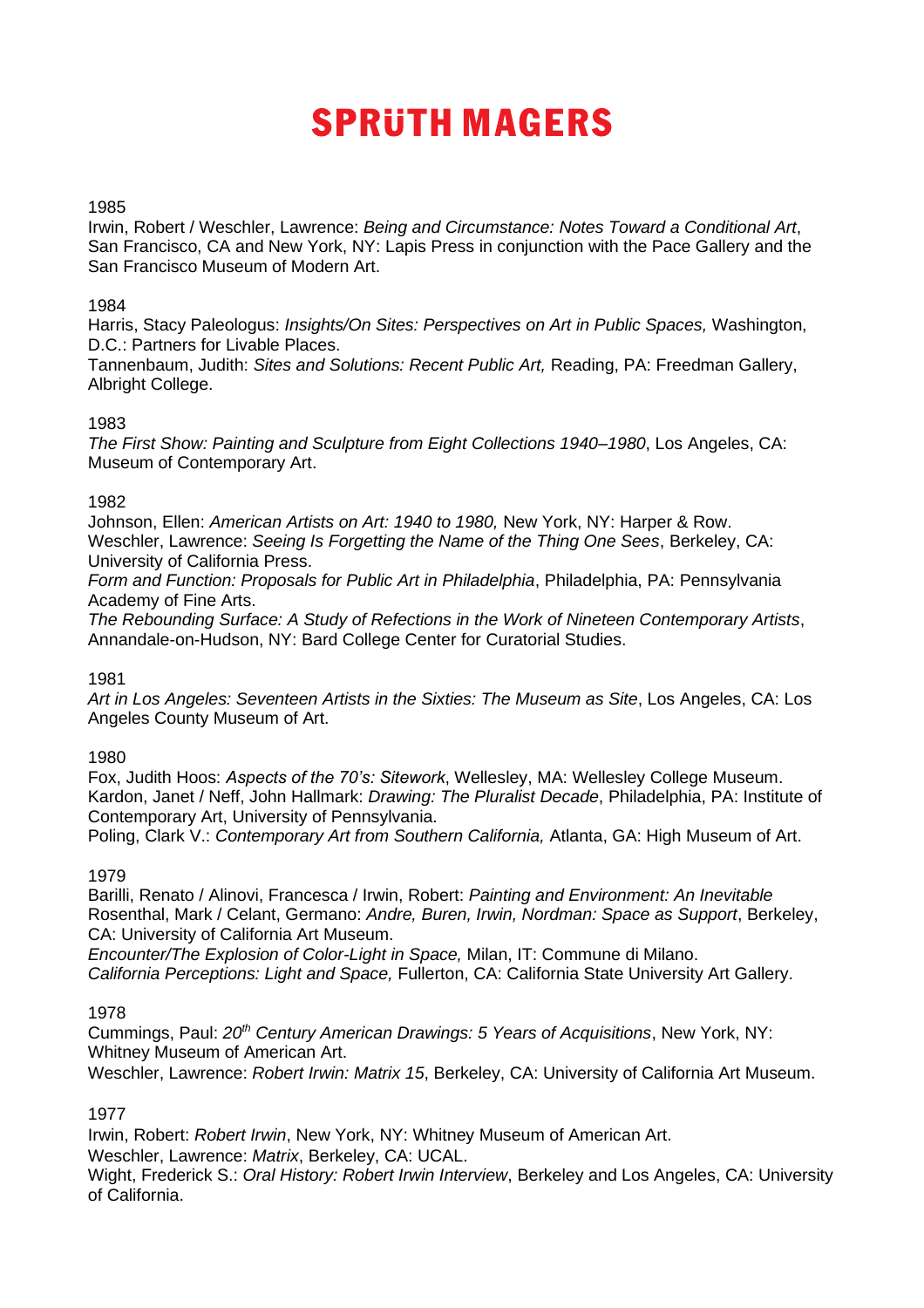1985

Irwin, Robert / Weschler, Lawrence: *Being and Circumstance: Notes Toward a Conditional Art*, San Francisco, CA and New York, NY: Lapis Press in conjunction with the Pace Gallery and the San Francisco Museum of Modern Art.

1984

Harris, Stacy Paleologus: *Insights/On Sites: Perspectives on Art in Public Spaces,* Washington, D.C.: Partners for Livable Places.
Tannenbaum, Judith: *Sites and Solutions: Recent Public Art,* Reading, PA: Freedman Gallery, Albright College.

1983

*The First Show: Painting and Sculpture from Eight Collections 1940–1980*, Los Angeles, CA: Museum of Contemporary Art.

1982

Johnson, Ellen: *American Artists on Art: 1940 to 1980,* New York, NY: Harper & Row.
Weschler, Lawrence: *Seeing Is Forgetting the Name of the Thing One Sees*, Berkeley, CA: University of California Press.
*Form and Function: Proposals for Public Art in Philadelphia*, Philadelphia, PA: Pennsylvania Academy of Fine Arts.
*The Rebounding Surface: A Study of Refections in the Work of Nineteen Contemporary Artists*, Annandale-on-Hudson, NY: Bard College Center for Curatorial Studies.

1981

*Art in Los Angeles: Seventeen Artists in the Sixties: The Museum as Site*, Los Angeles, CA: Los Angeles County Museum of Art.

1980

Fox, Judith Hoos: *Aspects of the 70's: Sitework*, Wellesley, MA: Wellesley College Museum.
Kardon, Janet / Neff, John Hallmark: *Drawing: The Pluralist Decade*, Philadelphia, PA: Institute of Contemporary Art, University of Pennsylvania.
Poling, Clark V.: *Contemporary Art from Southern California,* Atlanta, GA: High Museum of Art.

1979

Barilli, Renato / Alinovi, Francesca / Irwin, Robert: *Painting and Environment: An Inevitable*
Rosenthal, Mark / Celant, Germano: *Andre, Buren, Irwin, Nordman: Space as Support*, Berkeley, CA: University of California Art Museum.
*Encounter/The Explosion of Color-Light in Space,* Milan, IT: Commune di Milano.
*California Perceptions: Light and Space,* Fullerton, CA: California State University Art Gallery.

1978

Cummings, Paul: *20th Century American Drawings: 5 Years of Acquisitions*, New York, NY: Whitney Museum of American Art.
Weschler, Lawrence: *Robert Irwin: Matrix 15*, Berkeley, CA: University of California Art Museum.

1977

Irwin, Robert: *Robert Irwin*, New York, NY: Whitney Museum of American Art.
Weschler, Lawrence: *Matrix*, Berkeley, CA: UCAL.
Wight, Frederick S.: *Oral History: Robert Irwin Interview*, Berkeley and Los Angeles, CA: University of California.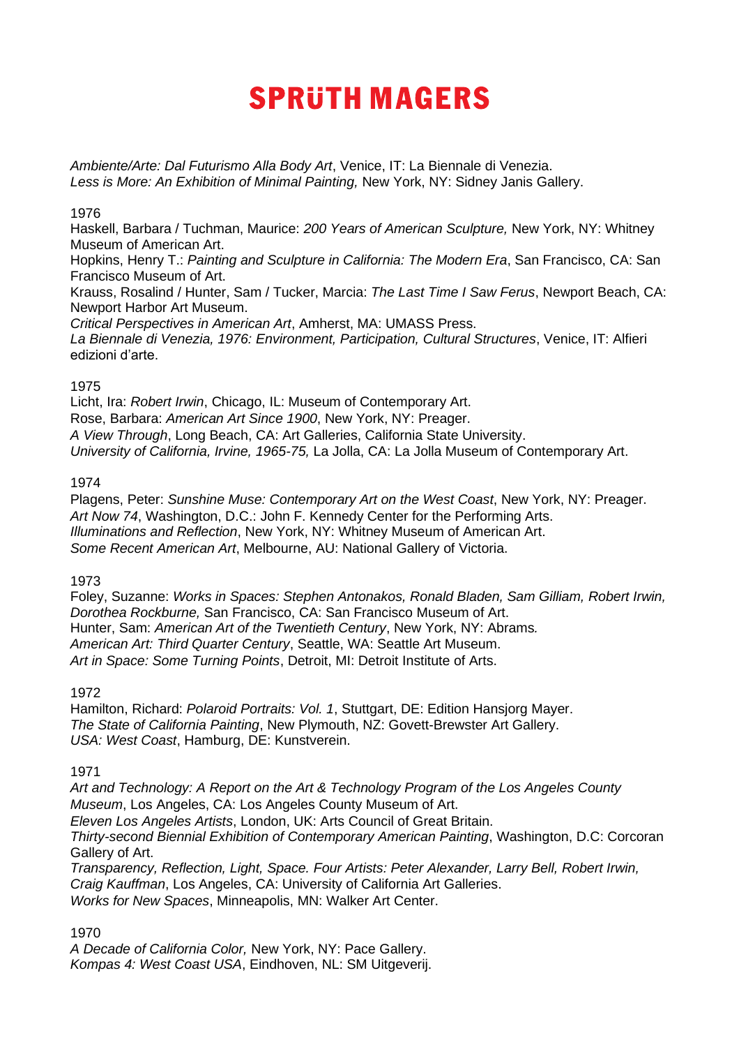*Ambiente/Arte: Dal Futurismo Alla Body Art*, Venice, IT: La Biennale di Venezia.
*Less is More: An Exhibition of Minimal Painting,* New York, NY: Sidney Janis Gallery.

1976

Haskell, Barbara / Tuchman, Maurice: *200 Years of American Sculpture,* New York, NY: Whitney Museum of American Art.
Hopkins, Henry T.: *Painting and Sculpture in California: The Modern Era*, San Francisco, CA: San Francisco Museum of Art.
Krauss, Rosalind / Hunter, Sam / Tucker, Marcia: *The Last Time I Saw Ferus*, Newport Beach, CA: Newport Harbor Art Museum.
*Critical Perspectives in American Art*, Amherst, MA: UMASS Press.
*La Biennale di Venezia, 1976: Environment, Participation, Cultural Structures*, Venice, IT: Alfieri edizioni d'arte.

1975

Licht, Ira: *Robert Irwin*, Chicago, IL: Museum of Contemporary Art.
Rose, Barbara: *American Art Since 1900*, New York, NY: Preager.
*A View Through*, Long Beach, CA: Art Galleries, California State University.
*University of California, Irvine, 1965-75,* La Jolla, CA: La Jolla Museum of Contemporary Art.

1974

Plagens, Peter: *Sunshine Muse: Contemporary Art on the West Coast*, New York, NY: Preager.
*Art Now 74*, Washington, D.C.: John F. Kennedy Center for the Performing Arts.
*Illuminations and Reflection*, New York, NY: Whitney Museum of American Art.
*Some Recent American Art*, Melbourne, AU: National Gallery of Victoria.

1973

Foley, Suzanne: *Works in Spaces: Stephen Antonakos, Ronald Bladen, Sam Gilliam, Robert Irwin, Dorothea Rockburne,* San Francisco, CA: San Francisco Museum of Art.
Hunter, Sam: *American Art of the Twentieth Century*, New York, NY: Abrams.
*American Art: Third Quarter Century*, Seattle, WA: Seattle Art Museum.
*Art in Space: Some Turning Points*, Detroit, MI: Detroit Institute of Arts.

1972

Hamilton, Richard: *Polaroid Portraits: Vol. 1*, Stuttgart, DE: Edition Hansjorg Mayer.
*The State of California Painting*, New Plymouth, NZ: Govett-Brewster Art Gallery.
*USA: West Coast*, Hamburg, DE: Kunstverein.

1971

*Art and Technology: A Report on the Art & Technology Program of the Los Angeles County Museum*, Los Angeles, CA: Los Angeles County Museum of Art.
*Eleven Los Angeles Artists*, London, UK: Arts Council of Great Britain.
*Thirty-second Biennial Exhibition of Contemporary American Painting*, Washington, D.C: Corcoran Gallery of Art.
*Transparency, Reflection, Light, Space. Four Artists: Peter Alexander, Larry Bell, Robert Irwin, Craig Kauffman*, Los Angeles, CA: University of California Art Galleries.
*Works for New Spaces*, Minneapolis, MN: Walker Art Center.

1970

*A Decade of California Color,* New York, NY: Pace Gallery.
*Kompas 4: West Coast USA*, Eindhoven, NL: SM Uitgeverij.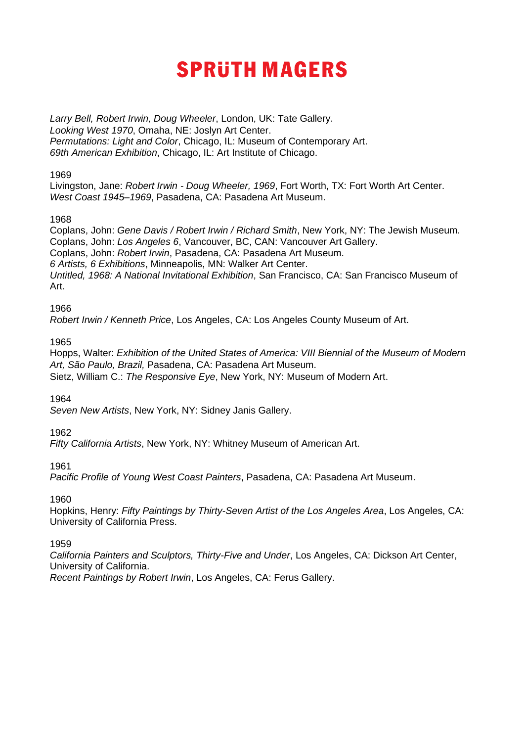*Larry Bell, Robert Irwin, Doug Wheeler*, London, UK: Tate Gallery.
*Looking West 1970*, Omaha, NE: Joslyn Art Center.
*Permutations: Light and Color*, Chicago, IL: Museum of Contemporary Art.
*69th American Exhibition*, Chicago, IL: Art Institute of Chicago.

1969
Livingston, Jane: *Robert Irwin - Doug Wheeler, 1969*, Fort Worth, TX: Fort Worth Art Center.
*West Coast 1945–1969*, Pasadena, CA: Pasadena Art Museum.

1968
Coplans, John: *Gene Davis / Robert Irwin / Richard Smith*, New York, NY: The Jewish Museum.
Coplans, John: *Los Angeles 6*, Vancouver, BC, CAN: Vancouver Art Gallery.
Coplans, John: *Robert Irwin*, Pasadena, CA: Pasadena Art Museum.
*6 Artists, 6 Exhibitions*, Minneapolis, MN: Walker Art Center.
*Untitled, 1968: A National Invitational Exhibition*, San Francisco, CA: San Francisco Museum of Art.

1966
*Robert Irwin / Kenneth Price*, Los Angeles, CA: Los Angeles County Museum of Art.

1965
Hopps, Walter: *Exhibition of the United States of America: VIII Biennial of the Museum of Modern Art, São Paulo, Brazil,* Pasadena, CA: Pasadena Art Museum.
Sietz, William C.: *The Responsive Eye*, New York, NY: Museum of Modern Art.

1964
*Seven New Artists*, New York, NY: Sidney Janis Gallery.

1962
*Fifty California Artists*, New York, NY: Whitney Museum of American Art.

1961
*Pacific Profile of Young West Coast Painters*, Pasadena, CA: Pasadena Art Museum.

1960
Hopkins, Henry: *Fifty Paintings by Thirty-Seven Artist of the Los Angeles Area*, Los Angeles, CA: University of California Press.

1959
*California Painters and Sculptors, Thirty-Five and Under*, Los Angeles, CA: Dickson Art Center, University of California.
*Recent Paintings by Robert Irwin*, Los Angeles, CA: Ferus Gallery.